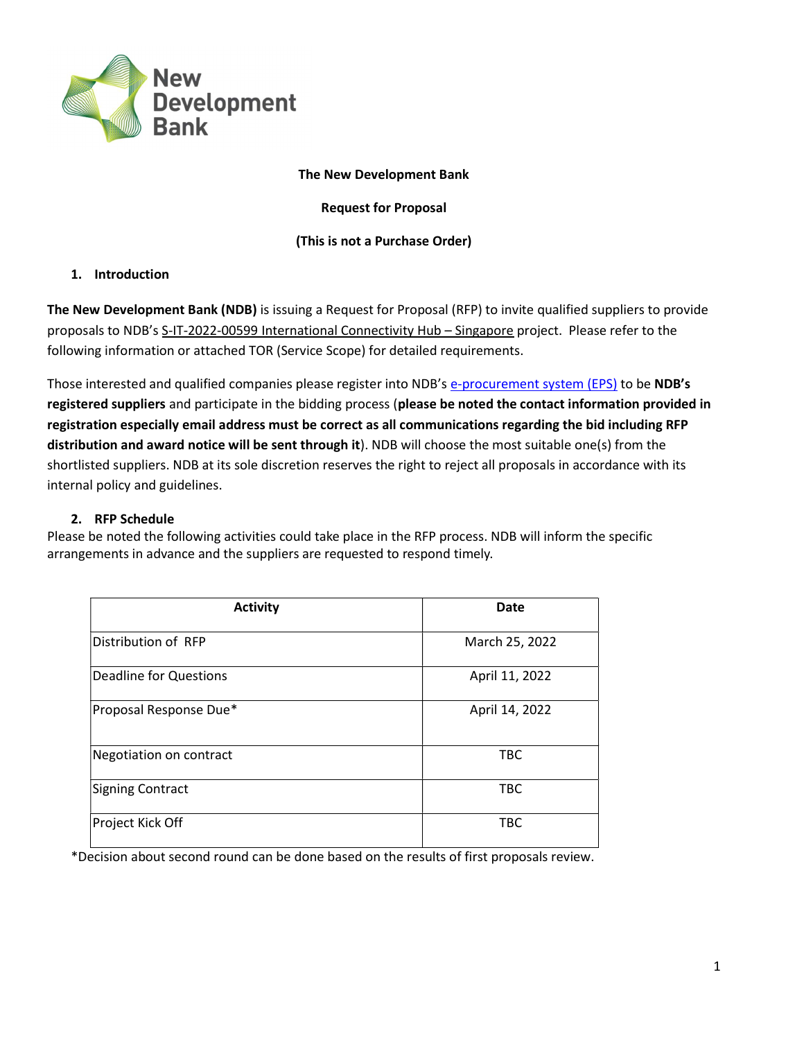**The New Development Bank**

**Request for Proposal**

**(This is not a Purchase Order)**

## 1. Introduction

**The New Development Bank (NDB)** is issuing a Request for Proposal (RFP) to invite qualified suppliers to provide proposals to NDB's S-IT-2022-00599 International Connectivity Hub – Singapore project. Please refer to the following information or attached TOR (Service Scope) for detailed requirements.

Those interested and qualified companies please register into NDB's e-procurement system (EPS) to be **NDB's registered suppliers** and participate in the bidding process (**please be noted the contact information provided in registration especially email address must be correct as all communications regarding the bid including RFP distribution and award notice will be sent through it**). NDB will choose the most suitable one(s) from the shortlisted suppliers. NDB at its sole discretion reserves the right to reject all proposals in accordance with its internal policy and guidelines.

## 2. RFP Schedule

Please be noted the following activities could take place in the RFP process. NDB will inform the specific arrangements in advance and the suppliers are requested to respond timely.

| Activity | Date |
|---|---|
| Distribution of RFP | March 25, 2022 |
| Deadline for Questions | April 11, 2022 |
| Proposal Response Due* | April 14, 2022 |
| Negotiation on contract | TBC |
| Signing Contract | TBC |
| Project Kick Off | TBC |

*Decision about second round can be done based on the results of first proposals review.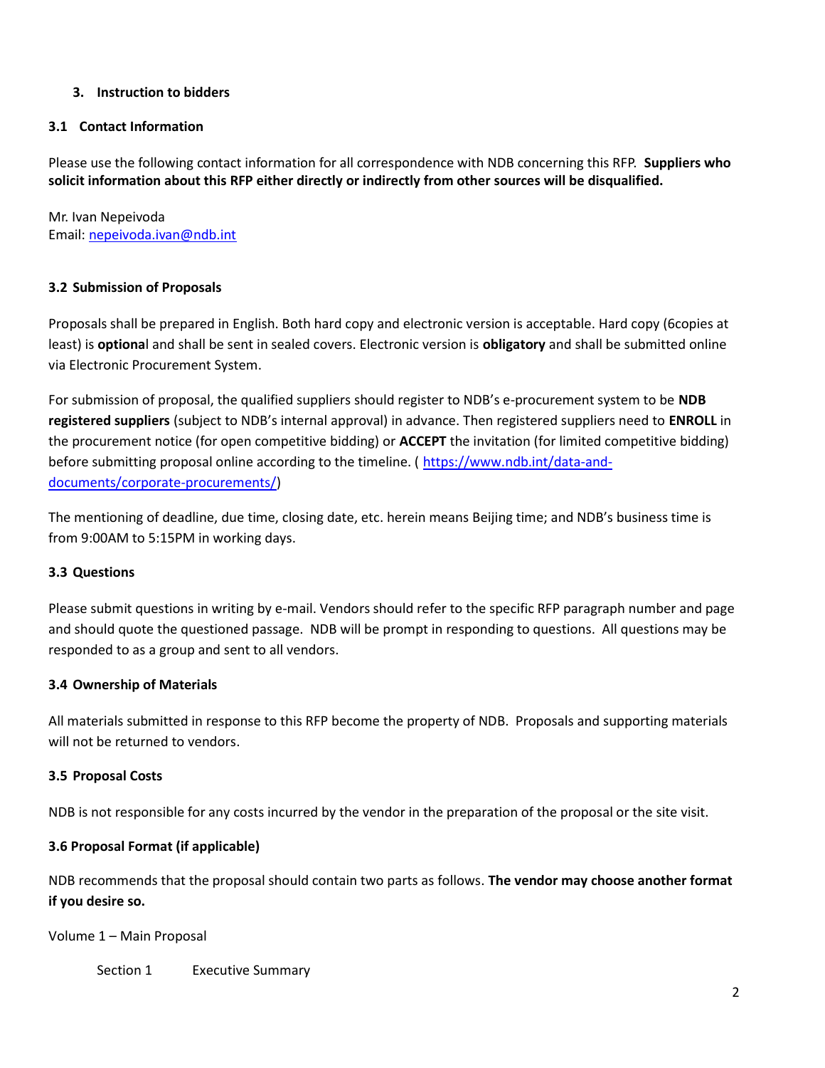## 3. Instruction to bidders

### 3.1 Contact Information

Please use the following contact information for all correspondence with NDB concerning this RFP. **Suppliers who solicit information about this RFP either directly or indirectly from other sources will be disqualified.**

Mr. Ivan Nepeivoda
Email: nepeivoda.ivan@ndb.int

### 3.2 Submission of Proposals

Proposals shall be prepared in English. Both hard copy and electronic version is acceptable. Hard copy (6copies at least) is **optiona**l and shall be sent in sealed covers. Electronic version is **obligatory** and shall be submitted online via Electronic Procurement System.

For submission of proposal, the qualified suppliers should register to NDB's e-procurement system to be **NDB registered suppliers** (subject to NDB's internal approval) in advance. Then registered suppliers need to **ENROLL** in the procurement notice (for open competitive bidding) or **ACCEPT** the invitation (for limited competitive bidding) before submitting proposal online according to the timeline. ( https://www.ndb.int/data-and-documents/corporate-procurements/)

The mentioning of deadline, due time, closing date, etc. herein means Beijing time; and NDB's business time is from 9:00AM to 5:15PM in working days.

### 3.3 Questions

Please submit questions in writing by e-mail. Vendors should refer to the specific RFP paragraph number and page and should quote the questioned passage. NDB will be prompt in responding to questions. All questions may be responded to as a group and sent to all vendors.

### 3.4 Ownership of Materials

All materials submitted in response to this RFP become the property of NDB. Proposals and supporting materials will not be returned to vendors.

### 3.5 Proposal Costs

NDB is not responsible for any costs incurred by the vendor in the preparation of the proposal or the site visit.

### 3.6 Proposal Format (if applicable)

NDB recommends that the proposal should contain two parts as follows. **The vendor may choose another format if you desire so.**

Volume 1 – Main Proposal

Section 1 Executive Summary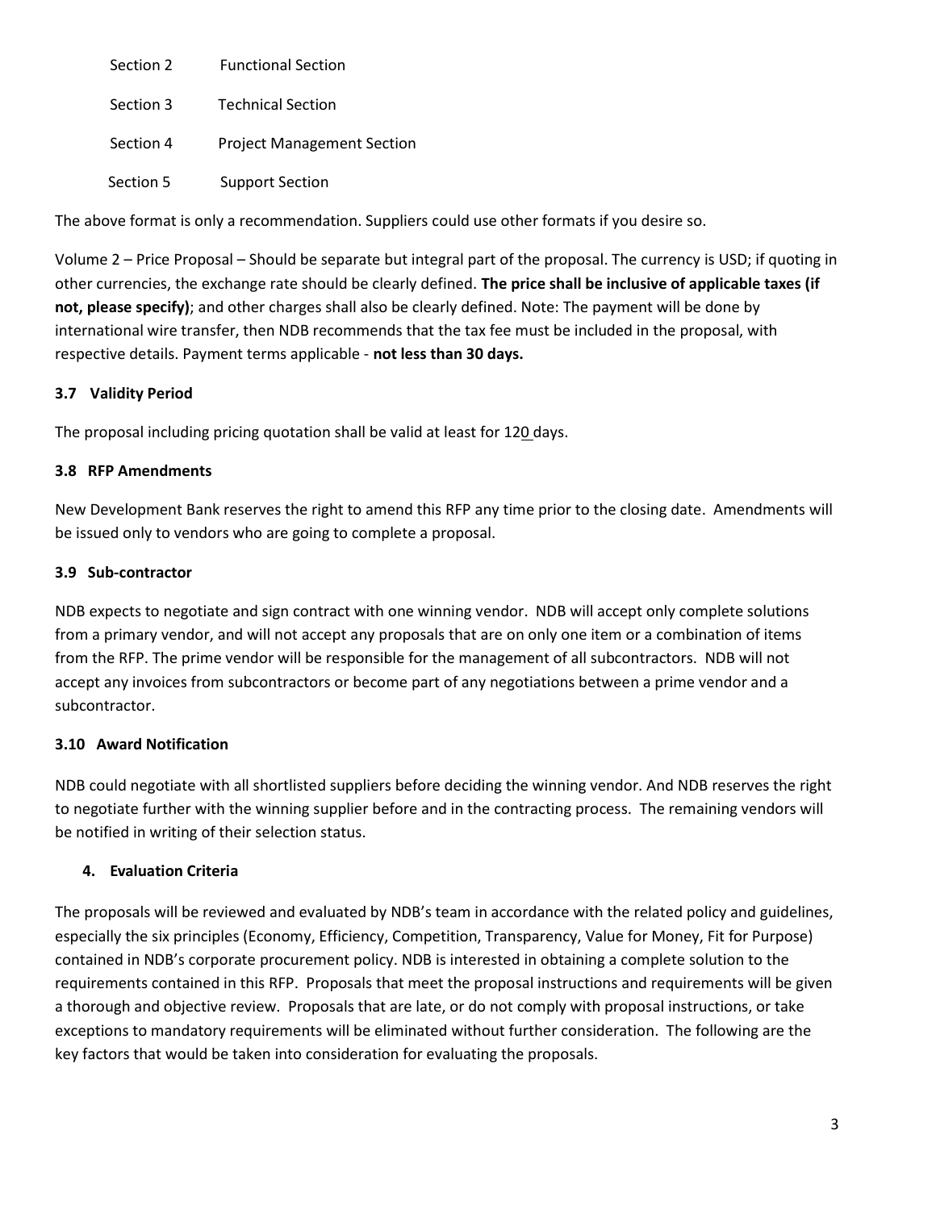Section 2 Functional Section

Section 3 Technical Section

Section 4 Project Management Section

Section 5 Support Section

The above format is only a recommendation. Suppliers could use other formats if you desire so.

Volume 2 – Price Proposal – Should be separate but integral part of the proposal. The currency is USD; if quoting in other currencies, the exchange rate should be clearly defined. **The price shall be inclusive of applicable taxes (if not, please specify)**; and other charges shall also be clearly defined. Note: The payment will be done by international wire transfer, then NDB recommends that the tax fee must be included in the proposal, with respective details. Payment terms applicable - **not less than 30 days.**

### 3.7 Validity Period

The proposal including pricing quotation shall be valid at least for 120 days.

### 3.8 RFP Amendments

New Development Bank reserves the right to amend this RFP any time prior to the closing date. Amendments will be issued only to vendors who are going to complete a proposal.

### 3.9 Sub-contractor

NDB expects to negotiate and sign contract with one winning vendor. NDB will accept only complete solutions from a primary vendor, and will not accept any proposals that are on only one item or a combination of items from the RFP. The prime vendor will be responsible for the management of all subcontractors. NDB will not accept any invoices from subcontractors or become part of any negotiations between a prime vendor and a subcontractor.

### 3.10 Award Notification

NDB could negotiate with all shortlisted suppliers before deciding the winning vendor. And NDB reserves the right to negotiate further with the winning supplier before and in the contracting process. The remaining vendors will be notified in writing of their selection status.

## 4. Evaluation Criteria

The proposals will be reviewed and evaluated by NDB's team in accordance with the related policy and guidelines, especially the six principles (Economy, Efficiency, Competition, Transparency, Value for Money, Fit for Purpose) contained in NDB's corporate procurement policy. NDB is interested in obtaining a complete solution to the requirements contained in this RFP. Proposals that meet the proposal instructions and requirements will be given a thorough and objective review. Proposals that are late, or do not comply with proposal instructions, or take exceptions to mandatory requirements will be eliminated without further consideration. The following are the key factors that would be taken into consideration for evaluating the proposals.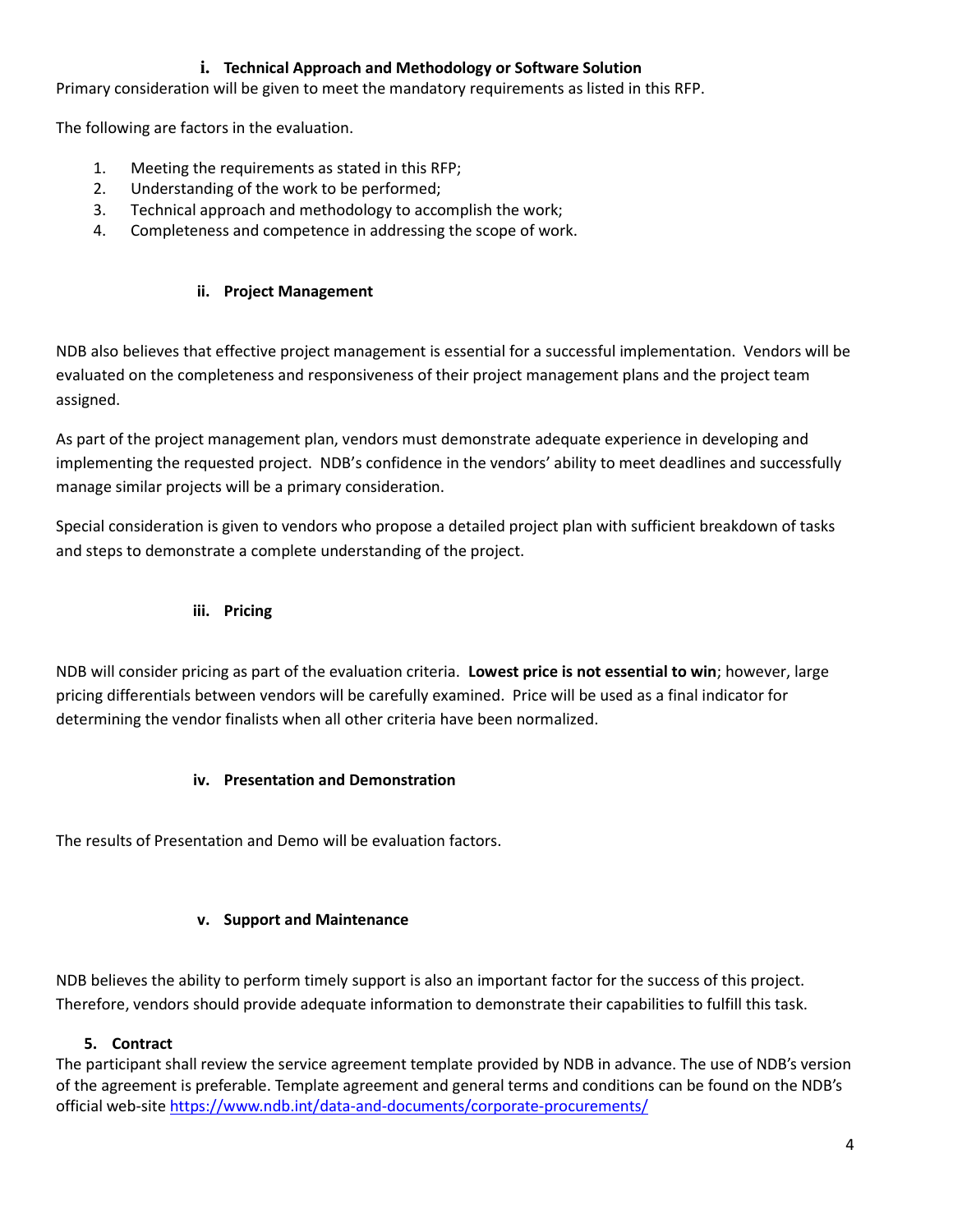### i. Technical Approach and Methodology or Software Solution

Primary consideration will be given to meet the mandatory requirements as listed in this RFP.

The following are factors in the evaluation.

1. Meeting the requirements as stated in this RFP;
2. Understanding of the work to be performed;
3. Technical approach and methodology to accomplish the work;
4. Completeness and competence in addressing the scope of work.

### ii. Project Management

NDB also believes that effective project management is essential for a successful implementation. Vendors will be evaluated on the completeness and responsiveness of their project management plans and the project team assigned.

As part of the project management plan, vendors must demonstrate adequate experience in developing and implementing the requested project. NDB's confidence in the vendors' ability to meet deadlines and successfully manage similar projects will be a primary consideration.

Special consideration is given to vendors who propose a detailed project plan with sufficient breakdown of tasks and steps to demonstrate a complete understanding of the project.

### iii. Pricing

NDB will consider pricing as part of the evaluation criteria. **Lowest price is not essential to win**; however, large pricing differentials between vendors will be carefully examined. Price will be used as a final indicator for determining the vendor finalists when all other criteria have been normalized.

### iv. Presentation and Demonstration

The results of Presentation and Demo will be evaluation factors.

### v. Support and Maintenance

NDB believes the ability to perform timely support is also an important factor for the success of this project. Therefore, vendors should provide adequate information to demonstrate their capabilities to fulfill this task.

## 5. Contract

The participant shall review the service agreement template provided by NDB in advance. The use of NDB's version of the agreement is preferable. Template agreement and general terms and conditions can be found on the NDB's official web-site https://www.ndb.int/data-and-documents/corporate-procurements/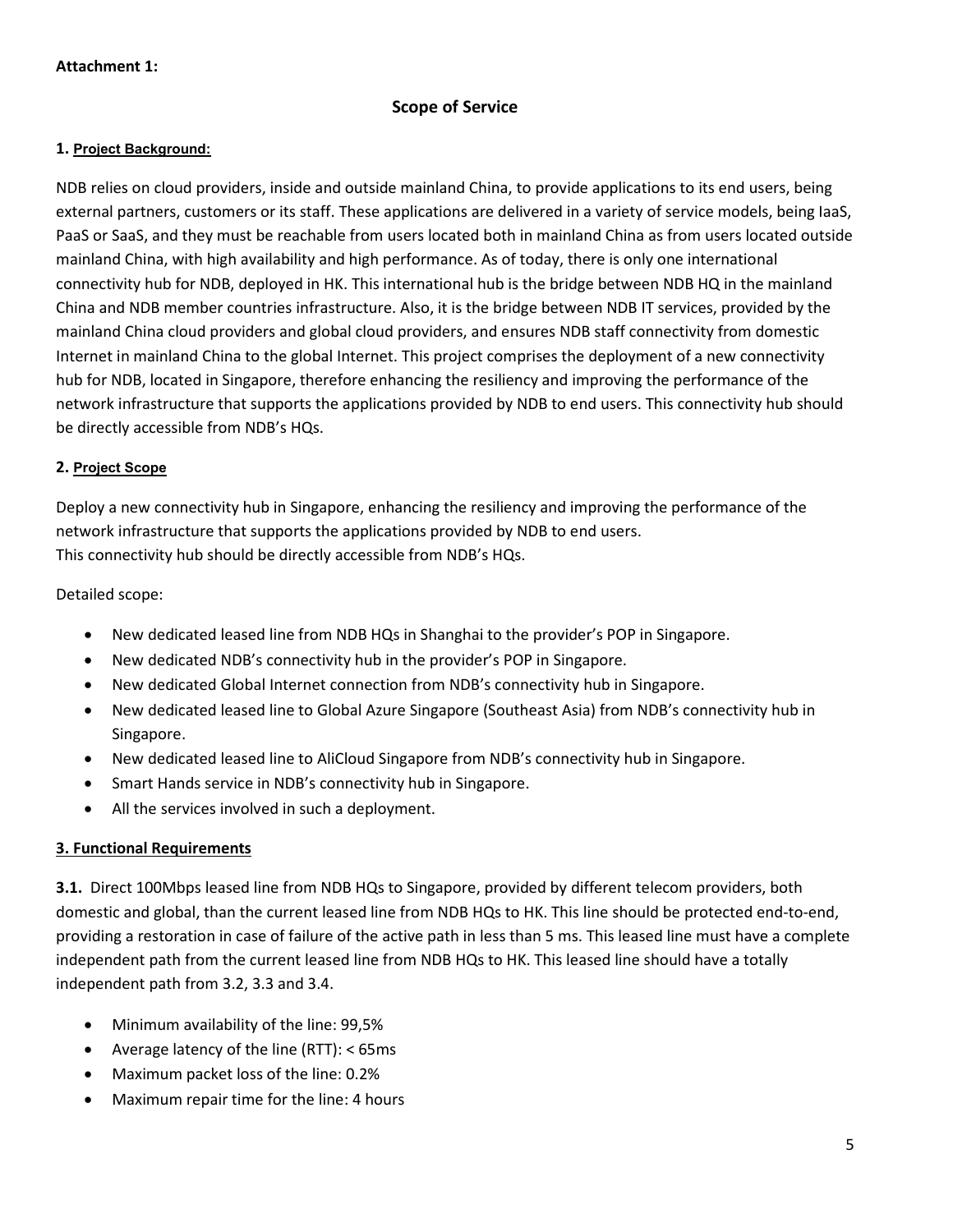**Attachment 1:**

## Scope of Service

### 1. Project Background:

NDB relies on cloud providers, inside and outside mainland China, to provide applications to its end users, being external partners, customers or its staff. These applications are delivered in a variety of service models, being IaaS, PaaS or SaaS, and they must be reachable from users located both in mainland China as from users located outside mainland China, with high availability and high performance. As of today, there is only one international connectivity hub for NDB, deployed in HK. This international hub is the bridge between NDB HQ in the mainland China and NDB member countries infrastructure. Also, it is the bridge between NDB IT services, provided by the mainland China cloud providers and global cloud providers, and ensures NDB staff connectivity from domestic Internet in mainland China to the global Internet. This project comprises the deployment of a new connectivity hub for NDB, located in Singapore, therefore enhancing the resiliency and improving the performance of the network infrastructure that supports the applications provided by NDB to end users. This connectivity hub should be directly accessible from NDB's HQs.

### 2. Project Scope

Deploy a new connectivity hub in Singapore, enhancing the resiliency and improving the performance of the network infrastructure that supports the applications provided by NDB to end users.
This connectivity hub should be directly accessible from NDB's HQs.

Detailed scope:

- New dedicated leased line from NDB HQs in Shanghai to the provider's POP in Singapore.
- New dedicated NDB's connectivity hub in the provider's POP in Singapore.
- New dedicated Global Internet connection from NDB's connectivity hub in Singapore.
- New dedicated leased line to Global Azure Singapore (Southeast Asia) from NDB's connectivity hub in Singapore.
- New dedicated leased line to AliCloud Singapore from NDB's connectivity hub in Singapore.
- Smart Hands service in NDB's connectivity hub in Singapore.
- All the services involved in such a deployment.

### 3. Functional Requirements

**3.1.** Direct 100Mbps leased line from NDB HQs to Singapore, provided by different telecom providers, both domestic and global, than the current leased line from NDB HQs to HK. This line should be protected end-to-end, providing a restoration in case of failure of the active path in less than 5 ms. This leased line must have a complete independent path from the current leased line from NDB HQs to HK. This leased line should have a totally independent path from 3.2, 3.3 and 3.4.

- Minimum availability of the line: 99,5%
- Average latency of the line (RTT): < 65ms
- Maximum packet loss of the line: 0.2%
- Maximum repair time for the line: 4 hours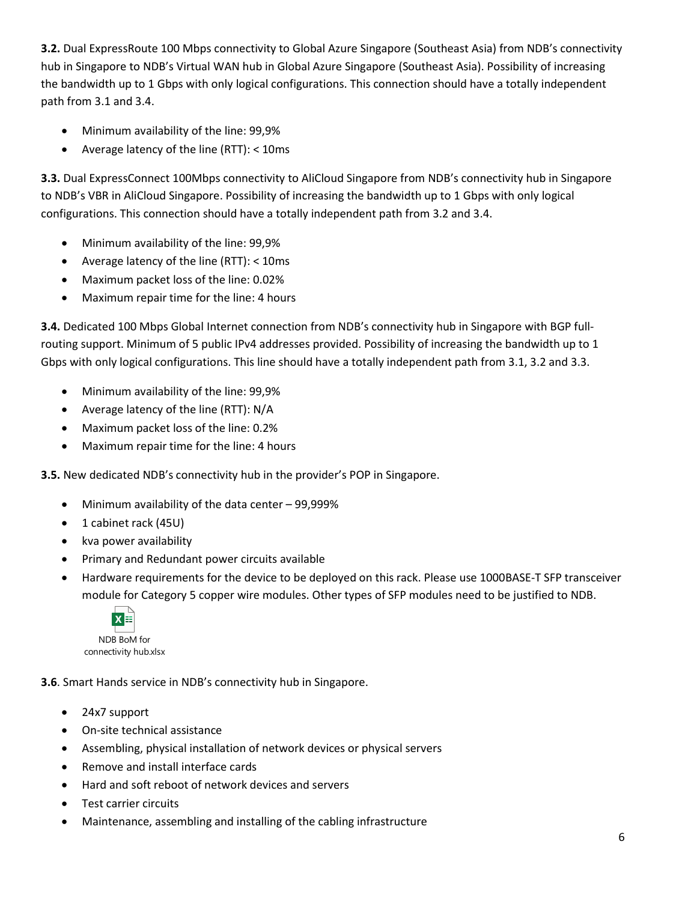**3.2.** Dual ExpressRoute 100 Mbps connectivity to Global Azure Singapore (Southeast Asia) from NDB's connectivity hub in Singapore to NDB's Virtual WAN hub in Global Azure Singapore (Southeast Asia). Possibility of increasing the bandwidth up to 1 Gbps with only logical configurations. This connection should have a totally independent path from 3.1 and 3.4.

- Minimum availability of the line: 99,9%
- Average latency of the line (RTT): < 10ms

**3.3.** Dual ExpressConnect 100Mbps connectivity to AliCloud Singapore from NDB's connectivity hub in Singapore to NDB's VBR in AliCloud Singapore. Possibility of increasing the bandwidth up to 1 Gbps with only logical configurations. This connection should have a totally independent path from 3.2 and 3.4.

- Minimum availability of the line: 99,9%
- Average latency of the line (RTT): < 10ms
- Maximum packet loss of the line: 0.02%
- Maximum repair time for the line: 4 hours

**3.4.** Dedicated 100 Mbps Global Internet connection from NDB's connectivity hub in Singapore with BGP full-routing support. Minimum of 5 public IPv4 addresses provided. Possibility of increasing the bandwidth up to 1 Gbps with only logical configurations. This line should have a totally independent path from 3.1, 3.2 and 3.3.

- Minimum availability of the line: 99,9%
- Average latency of the line (RTT): N/A
- Maximum packet loss of the line: 0.2%
- Maximum repair time for the line: 4 hours

**3.5.** New dedicated NDB's connectivity hub in the provider's POP in Singapore.

- Minimum availability of the data center – 99,999%
- 1 cabinet rack (45U)
- kva power availability
- Primary and Redundant power circuits available
- Hardware requirements for the device to be deployed on this rack. Please use 1000BASE-T SFP transceiver module for Category 5 copper wire modules. Other types of SFP modules need to be justified to NDB.

NDB BoM for connectivity hub.xlsx

**3.6**. Smart Hands service in NDB's connectivity hub in Singapore.

- 24x7 support
- On-site technical assistance
- Assembling, physical installation of network devices or physical servers
- Remove and install interface cards
- Hard and soft reboot of network devices and servers
- Test carrier circuits
- Maintenance, assembling and installing of the cabling infrastructure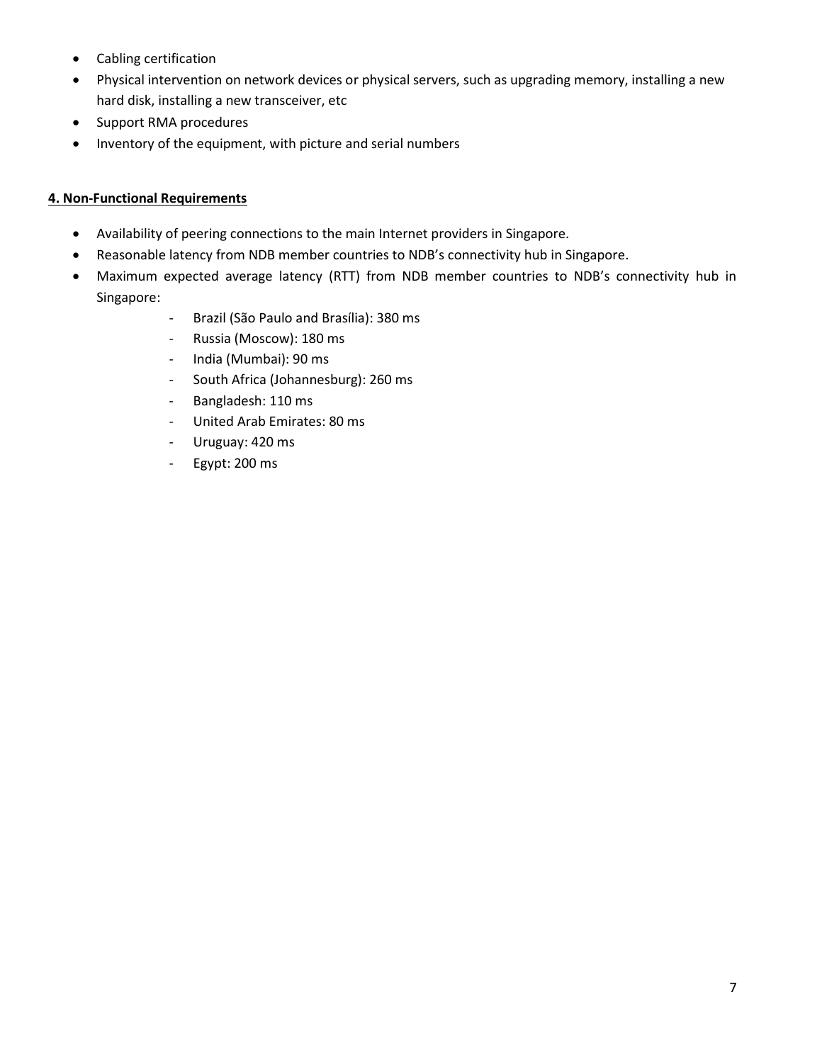- Cabling certification
- Physical intervention on network devices or physical servers, such as upgrading memory, installing a new hard disk, installing a new transceiver, etc
- Support RMA procedures
- Inventory of the equipment, with picture and serial numbers

**4. Non-Functional Requirements**

- Availability of peering connections to the main Internet providers in Singapore.
- Reasonable latency from NDB member countries to NDB's connectivity hub in Singapore.
- Maximum expected average latency (RTT) from NDB member countries to NDB's connectivity hub in Singapore:
    - Brazil (São Paulo and Brasília): 380 ms
    - Russia (Moscow): 180 ms
    - India (Mumbai): 90 ms
    - South Africa (Johannesburg): 260 ms
    - Bangladesh: 110 ms
    - United Arab Emirates: 80 ms
    - Uruguay: 420 ms
    - Egypt: 200 ms